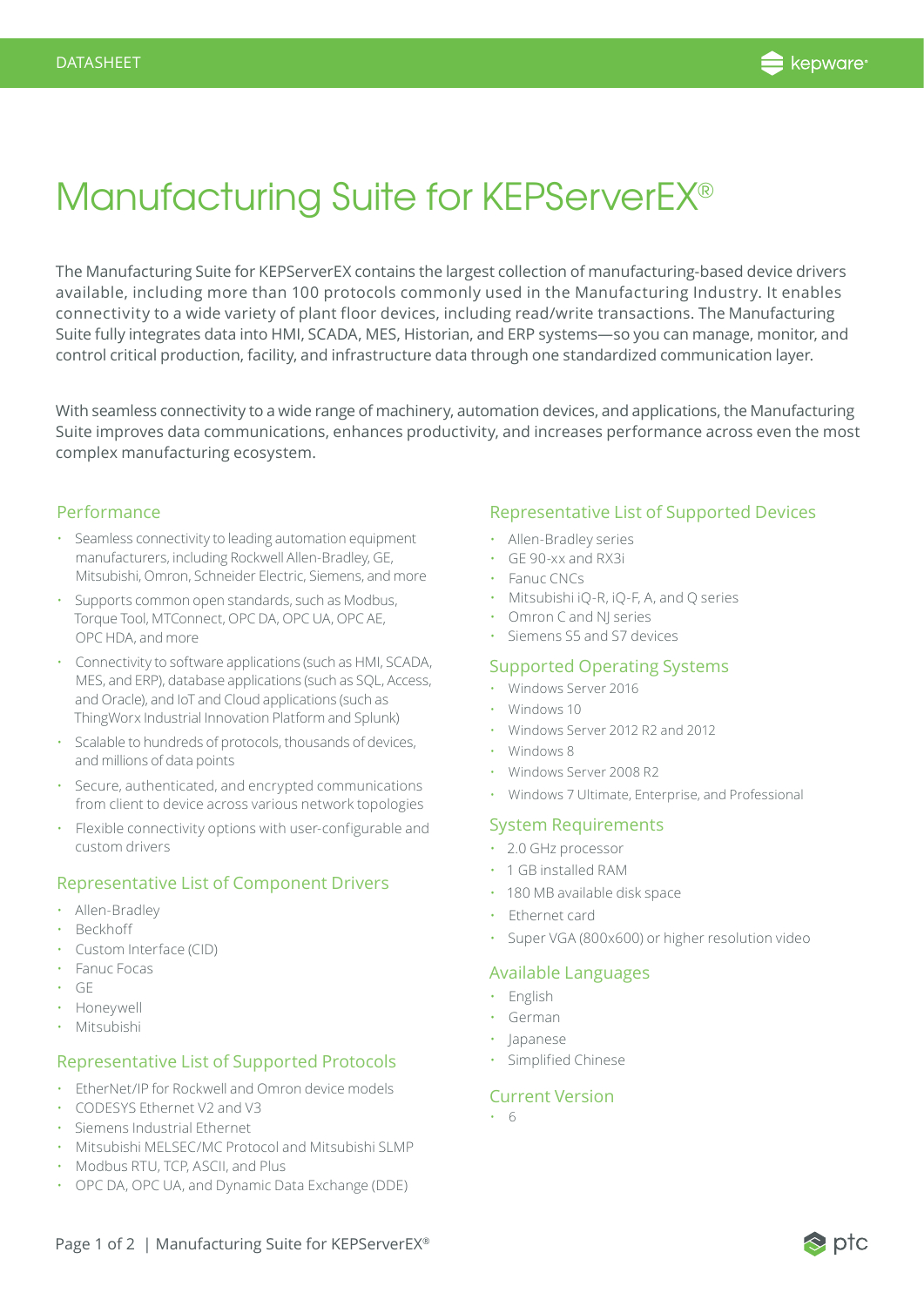DATASHEET

# Manufacturing Suite for KEPServerEX®

The Manufacturing Suite for KEPServerEX contains the largest collection of manufacturing-based device drivers available, including more than 100 protocols commonly used in the Manufacturing Industry. It enables connectivity to a wide variety of plant floor devices, including read/write transactions. The Manufacturing Suite fully integrates data into HMI, SCADA, MES, Historian, and ERP systems—so you can manage, monitor, and control critical production, facility, and infrastructure data through one standardized communication layer.

With seamless connectivity to a wide range of machinery, automation devices, and applications, the Manufacturing Suite improves data communications, enhances productivity, and increases performance across even the most complex manufacturing ecosystem.

## Performance

- Seamless connectivity to leading automation equipment manufacturers, including Rockwell Allen-Bradley, GE, Mitsubishi, Omron, Schneider Electric, Siemens, and more
- Supports common open standards, such as Modbus, Torque Tool, MTConnect, OPC DA, OPC UA, OPC AE, OPC HDA, and more
- Connectivity to software applications (such as HMI, SCADA, MES, and ERP), database applications (such as SQL, Access, and Oracle), and IoT and Cloud applications (such as ThingWorx Industrial Innovation Platform and Splunk)
- Scalable to hundreds of protocols, thousands of devices, and millions of data points
- Secure, authenticated, and encrypted communications from client to device across various network topologies
- Flexible connectivity options with user-configurable and custom drivers

## Representative List of Component Drivers

- Allen-Bradley
- Beckhoff
- Custom Interface (CID)
- Fanuc Focas
- GE
- Honeywell
- Mitsubishi

## Representative List of Supported Protocols

- EtherNet/IP for Rockwell and Omron device models
- CODESYS Ethernet V2 and V3
- Siemens Industrial Ethernet
- Mitsubishi MELSEC/MC Protocol and Mitsubishi SLMP
- Modbus RTU, TCP, ASCII, and Plus
- OPC DA, OPC UA, and Dynamic Data Exchange (DDE)

## Representative List of Supported Devices

- Allen-Bradley series
- GE 90-xx and RX3i
- Fanuc CNCs
- Mitsubishi iQ-R, iQ-F, A, and Q series
- Omron C and NJ series
- Siemens S5 and S7 devices

## Supported Operating Systems

- Windows Server 2016
- Windows 10
- Windows Server 2012 R2 and 2012
- Windows 8
- Windows Server 2008 R2
- Windows 7 Ultimate, Enterprise, and Professional

## System Requirements

- 2.0 GHz processor
- 1 GB installed RAM
- 180 MB available disk space
- Ethernet card
- Super VGA (800x600) or higher resolution video

## Available Languages

- English
- German
- Japanese
- Simplified Chinese

## Current Version

- 6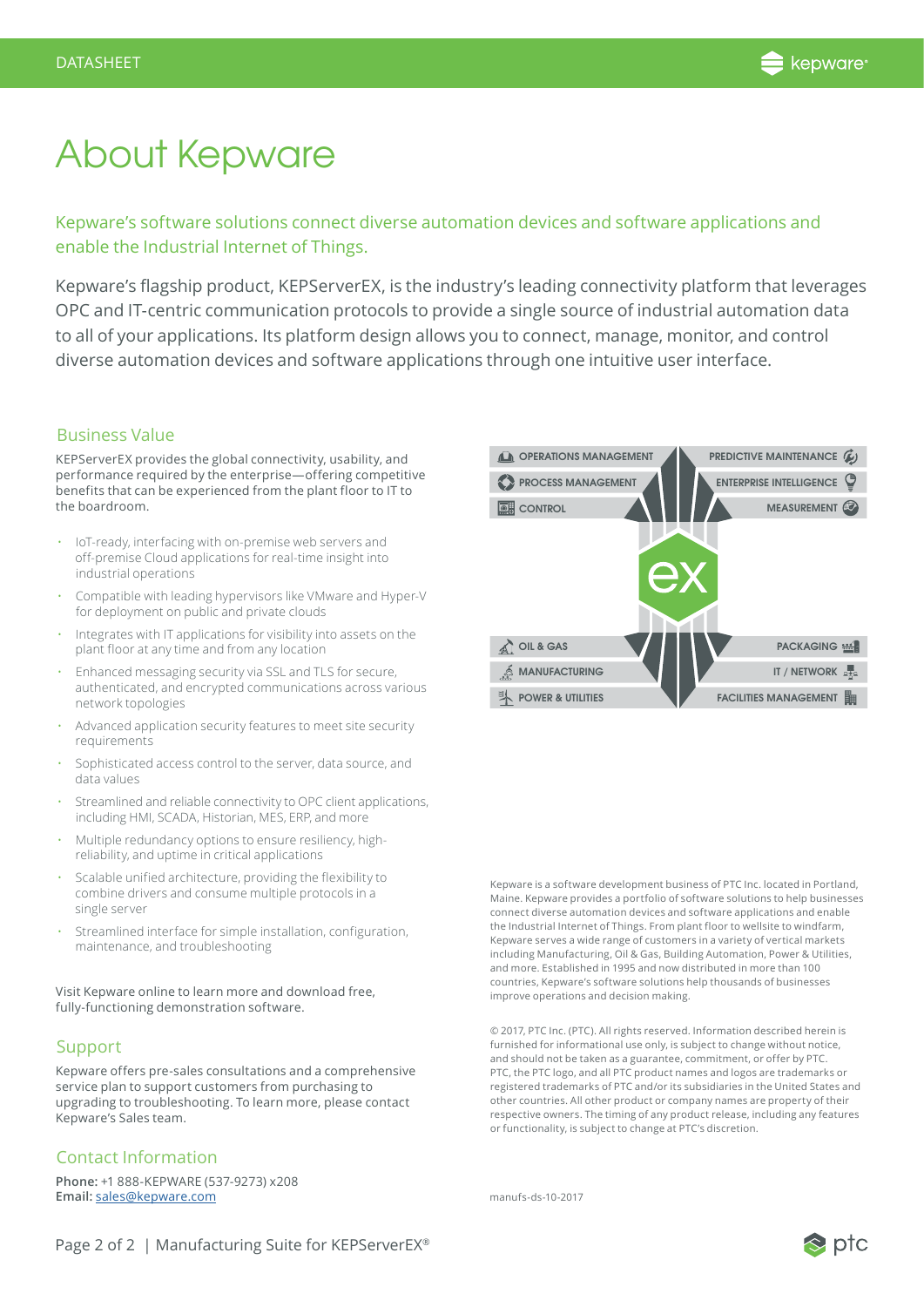# About Kepware

Kepware's software solutions connect diverse automation devices and software applications and enable the Industrial Internet of Things.

Kepware's flagship product, KEPServerEX, is the industry's leading connectivity platform that leverages OPC and IT-centric communication protocols to provide a single source of industrial automation data to all of your applications. Its platform design allows you to connect, manage, monitor, and control diverse automation devices and software applications through one intuitive user interface.

## Business Value

KEPServerEX provides the global connectivity, usability, and performance required by the enterprise—offering competitive benefits that can be experienced from the plant floor to IT to the boardroom.

- IoT-ready, interfacing with on-premise web servers and off-premise Cloud applications for real-time insight into industrial operations
- Compatible with leading hypervisors like VMware and Hyper-V for deployment on public and private clouds
- Integrates with IT applications for visibility into assets on the plant floor at any time and from any location
- Enhanced messaging security via SSL and TLS for secure, authenticated, and encrypted communications across various network topologies
- Advanced application security features to meet site security requirements
- Sophisticated access control to the server, data source, and data values
- Streamlined and reliable connectivity to OPC client applications, including HMI, SCADA, Historian, MES, ERP, and more
- Multiple redundancy options to ensure resiliency, high-reliability, and uptime in critical applications
- Scalable unified architecture, providing the flexibility to combine drivers and consume multiple protocols in a single server
- Streamlined interface for simple installation, configuration, maintenance, and troubleshooting

Visit Kepware online to learn more and download free, fully-functioning demonstration software.

## Support

Kepware offers pre-sales consultations and a comprehensive service plan to support customers from purchasing to upgrading to troubleshooting. To learn more, please contact Kepware's Sales team.

## Contact Information

**Phone:** +1 888-KEPWARE (537-9273) x208
**Email:** sales@kepware.com

OPERATIONS MANAGEMENT
PROCESS MANAGEMENT
CONTROL
PREDICTIVE MAINTENANCE
ENTERPRISE INTELLIGENCE
MEASUREMENT
ex
OIL & GAS
MANUFACTURING
POWER & UTILITIES
PACKAGING
IT / NETWORK
FACILITIES MANAGEMENT

Kepware is a software development business of PTC Inc. located in Portland, Maine. Kepware provides a portfolio of software solutions to help businesses connect diverse automation devices and software applications and enable the Industrial Internet of Things. From plant floor to wellsite to windfarm, Kepware serves a wide range of customers in a variety of vertical markets including Manufacturing, Oil & Gas, Building Automation, Power & Utilities, and more. Established in 1995 and now distributed in more than 100 countries, Kepware's software solutions help thousands of businesses improve operations and decision making.

© 2017, PTC Inc. (PTC). All rights reserved. Information described herein is furnished for informational use only, is subject to change without notice, and should not be taken as a guarantee, commitment, or offer by PTC. PTC, the PTC logo, and all PTC product names and logos are trademarks or registered trademarks of PTC and/or its subsidiaries in the United States and other countries. All other product or company names are property of their respective owners. The timing of any product release, including any features or functionality, is subject to change at PTC's discretion.

manufs-ds-10-2017